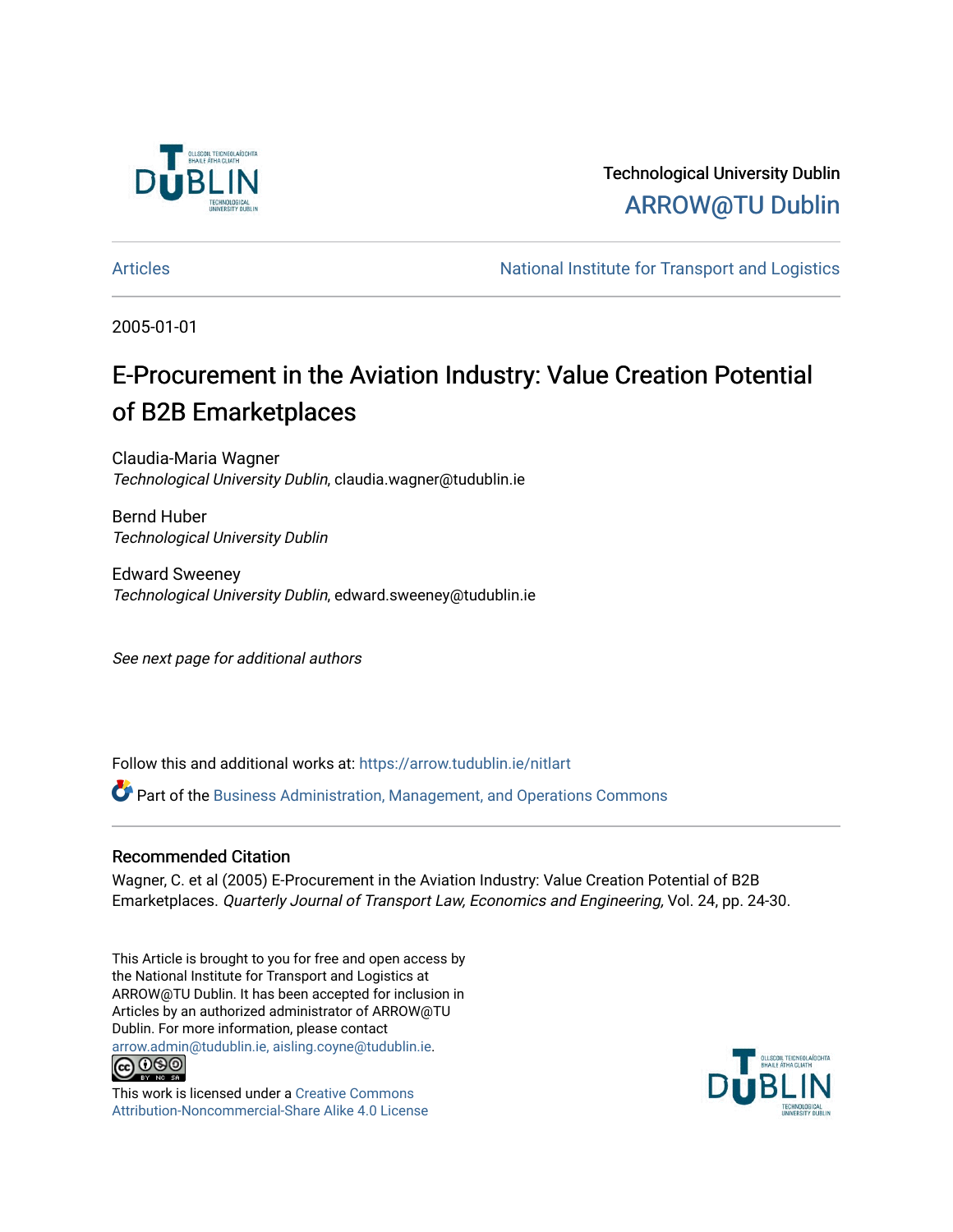Technological University Dublin

ARROW@TU Dublin

Articles | National Institute for Transport and Logistics

2005-01-01

# E-Procurement in the Aviation Industry: Value Creation Potential of B2B Emarketplaces

Claudia-Maria Wagner
*Technological University Dublin*, claudia.wagner@tudublin.ie

Bernd Huber
*Technological University Dublin*

Edward Sweeney
*Technological University Dublin*, edward.sweeney@tudublin.ie

*See next page for additional authors*

Follow this and additional works at: https://arrow.tudublin.ie/nitlart

Part of the Business Administration, Management, and Operations Commons

## Recommended Citation

Wagner, C. et al (2005) E-Procurement in the Aviation Industry: Value Creation Potential of B2B Emarketplaces. *Quarterly Journal of Transport Law, Economics and Engineering,* Vol. 24, pp. 24-30.

This Article is brought to you for free and open access by the National Institute for Transport and Logistics at ARROW@TU Dublin. It has been accepted for inclusion in Articles by an authorized administrator of ARROW@TU Dublin. For more information, please contact arrow.admin@tudublin.ie, aisling.coyne@tudublin.ie.

This work is licensed under a Creative Commons Attribution-Noncommercial-Share Alike 4.0 License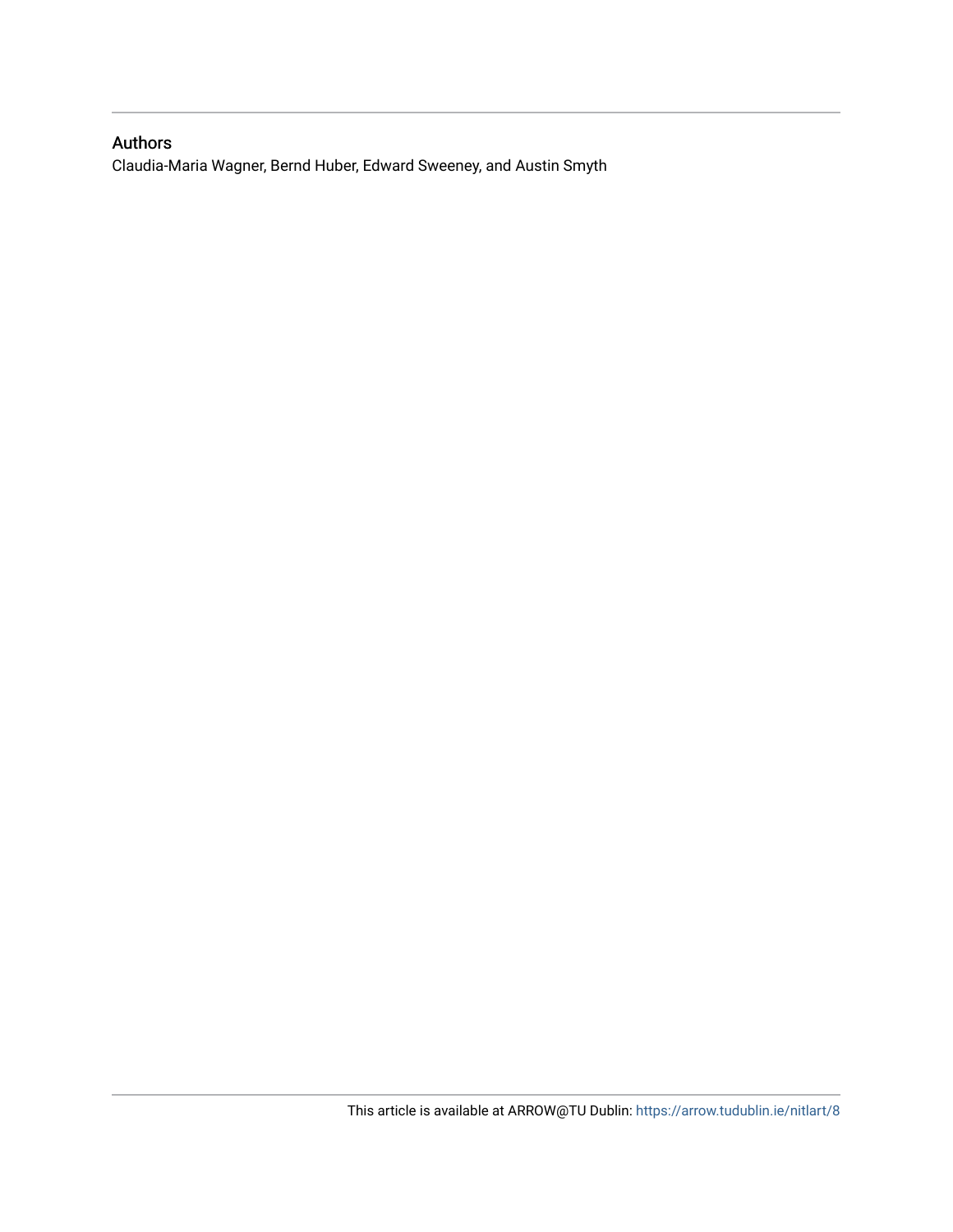## Authors

Claudia-Maria Wagner, Bernd Huber, Edward Sweeney, and Austin Smyth

This article is available at ARROW@TU Dublin: https://arrow.tudublin.ie/nitlart/8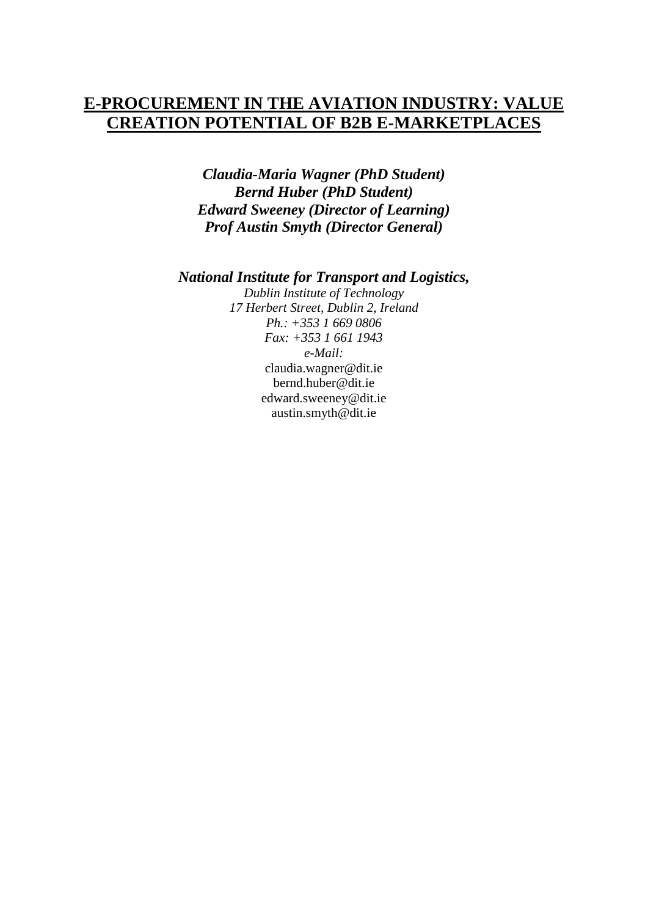# E-PROCUREMENT IN THE AVIATION INDUSTRY: VALUE CREATION POTENTIAL OF B2B E-MARKETPLACES

***Claudia-Maria Wagner (PhD Student)***
***Bernd Huber (PhD Student)***
***Edward Sweeney (Director of Learning)***
***Prof Austin Smyth (Director General)***

***National Institute for Transport and Logistics,***

*Dublin Institute of Technology*
*17 Herbert Street, Dublin 2, Ireland*
*Ph.: +353 1 669 0806*
*Fax: +353 1 661 1943*
*e-Mail:*
claudia.wagner@dit.ie
bernd.huber@dit.ie
edward.sweeney@dit.ie
austin.smyth@dit.ie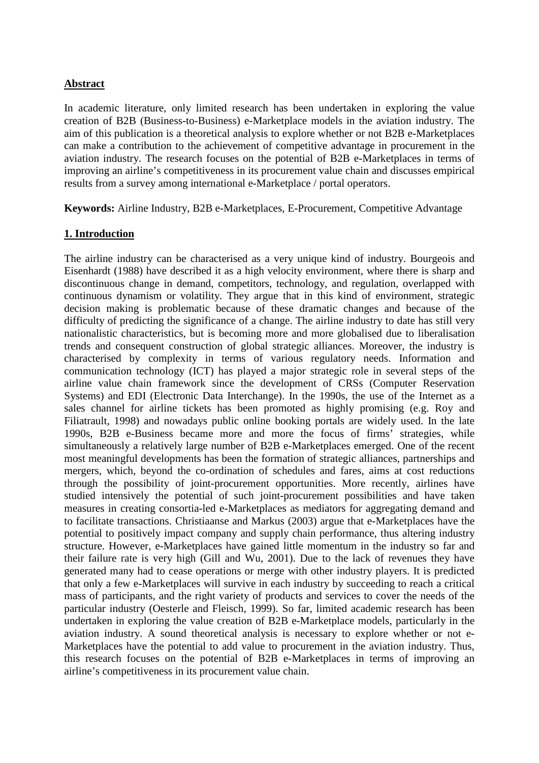## Abstract

In academic literature, only limited research has been undertaken in exploring the value creation of B2B (Business-to-Business) e-Marketplace models in the aviation industry. The aim of this publication is a theoretical analysis to explore whether or not B2B e-Marketplaces can make a contribution to the achievement of competitive advantage in procurement in the aviation industry. The research focuses on the potential of B2B e-Marketplaces in terms of improving an airline's competitiveness in its procurement value chain and discusses empirical results from a survey among international e-Marketplace / portal operators.

**Keywords:** Airline Industry, B2B e-Marketplaces, E-Procurement, Competitive Advantage

## 1. Introduction

The airline industry can be characterised as a very unique kind of industry. Bourgeois and Eisenhardt (1988) have described it as a high velocity environment, where there is sharp and discontinuous change in demand, competitors, technology, and regulation, overlapped with continuous dynamism or volatility. They argue that in this kind of environment, strategic decision making is problematic because of these dramatic changes and because of the difficulty of predicting the significance of a change. The airline industry to date has still very nationalistic characteristics, but is becoming more and more globalised due to liberalisation trends and consequent construction of global strategic alliances. Moreover, the industry is characterised by complexity in terms of various regulatory needs. Information and communication technology (ICT) has played a major strategic role in several steps of the airline value chain framework since the development of CRSs (Computer Reservation Systems) and EDI (Electronic Data Interchange). In the 1990s, the use of the Internet as a sales channel for airline tickets has been promoted as highly promising (e.g. Roy and Filiatrault, 1998) and nowadays public online booking portals are widely used. In the late 1990s, B2B e-Business became more and more the focus of firms' strategies, while simultaneously a relatively large number of B2B e-Marketplaces emerged. One of the recent most meaningful developments has been the formation of strategic alliances, partnerships and mergers, which, beyond the co-ordination of schedules and fares, aims at cost reductions through the possibility of joint-procurement opportunities. More recently, airlines have studied intensively the potential of such joint-procurement possibilities and have taken measures in creating consortia-led e-Marketplaces as mediators for aggregating demand and to facilitate transactions. Christiaanse and Markus (2003) argue that e-Marketplaces have the potential to positively impact company and supply chain performance, thus altering industry structure. However, e-Marketplaces have gained little momentum in the industry so far and their failure rate is very high (Gill and Wu, 2001). Due to the lack of revenues they have generated many had to cease operations or merge with other industry players. It is predicted that only a few e-Marketplaces will survive in each industry by succeeding to reach a critical mass of participants, and the right variety of products and services to cover the needs of the particular industry (Oesterle and Fleisch, 1999). So far, limited academic research has been undertaken in exploring the value creation of B2B e-Marketplace models, particularly in the aviation industry. A sound theoretical analysis is necessary to explore whether or not e-Marketplaces have the potential to add value to procurement in the aviation industry. Thus, this research focuses on the potential of B2B e-Marketplaces in terms of improving an airline's competitiveness in its procurement value chain.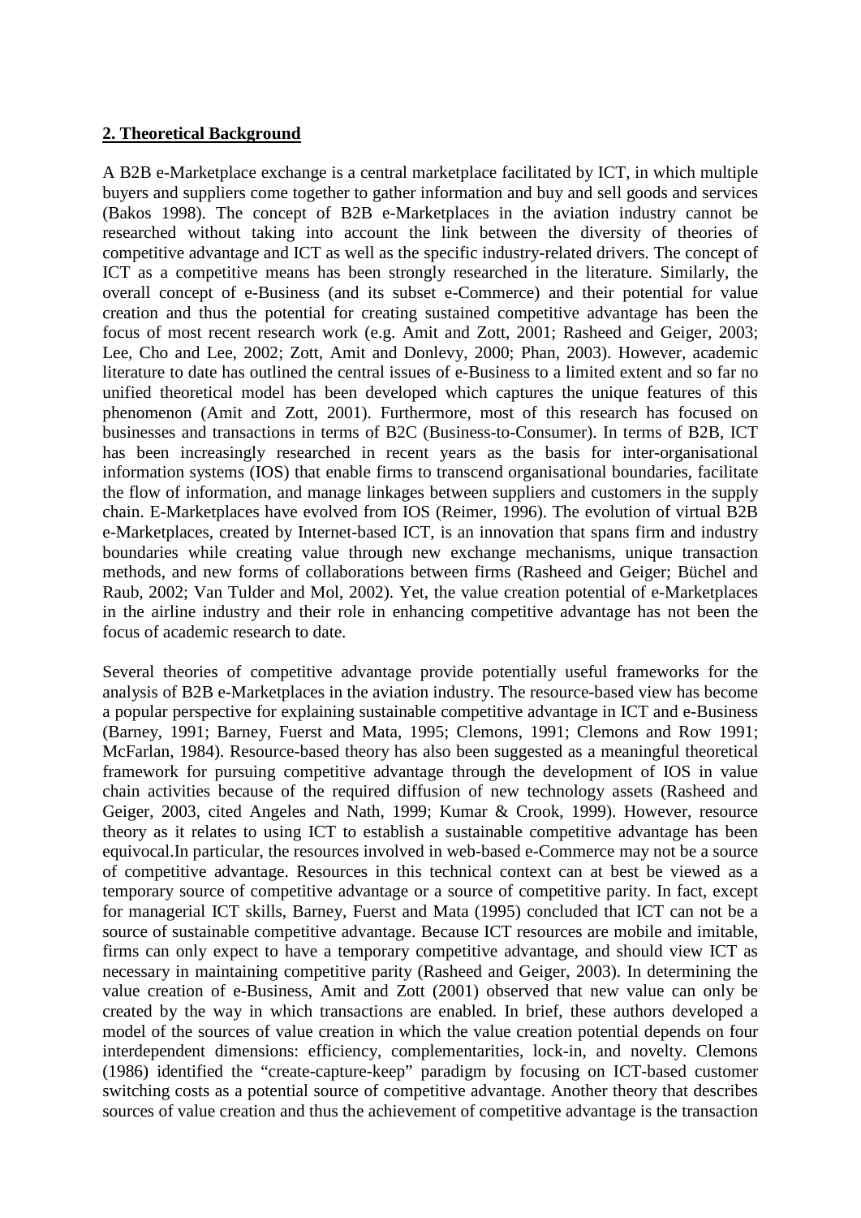## 2. Theoretical Background

A B2B e-Marketplace exchange is a central marketplace facilitated by ICT, in which multiple buyers and suppliers come together to gather information and buy and sell goods and services (Bakos 1998). The concept of B2B e-Marketplaces in the aviation industry cannot be researched without taking into account the link between the diversity of theories of competitive advantage and ICT as well as the specific industry-related drivers. The concept of ICT as a competitive means has been strongly researched in the literature. Similarly, the overall concept of e-Business (and its subset e-Commerce) and their potential for value creation and thus the potential for creating sustained competitive advantage has been the focus of most recent research work (e.g. Amit and Zott, 2001; Rasheed and Geiger, 2003; Lee, Cho and Lee, 2002; Zott, Amit and Donlevy, 2000; Phan, 2003). However, academic literature to date has outlined the central issues of e-Business to a limited extent and so far no unified theoretical model has been developed which captures the unique features of this phenomenon (Amit and Zott, 2001). Furthermore, most of this research has focused on businesses and transactions in terms of B2C (Business-to-Consumer). In terms of B2B, ICT has been increasingly researched in recent years as the basis for inter-organisational information systems (IOS) that enable firms to transcend organisational boundaries, facilitate the flow of information, and manage linkages between suppliers and customers in the supply chain. E-Marketplaces have evolved from IOS (Reimer, 1996). The evolution of virtual B2B e-Marketplaces, created by Internet-based ICT, is an innovation that spans firm and industry boundaries while creating value through new exchange mechanisms, unique transaction methods, and new forms of collaborations between firms (Rasheed and Geiger; Büchel and Raub, 2002; Van Tulder and Mol, 2002). Yet, the value creation potential of e-Marketplaces in the airline industry and their role in enhancing competitive advantage has not been the focus of academic research to date.

Several theories of competitive advantage provide potentially useful frameworks for the analysis of B2B e-Marketplaces in the aviation industry. The resource-based view has become a popular perspective for explaining sustainable competitive advantage in ICT and e-Business (Barney, 1991; Barney, Fuerst and Mata, 1995; Clemons, 1991; Clemons and Row 1991; McFarlan, 1984). Resource-based theory has also been suggested as a meaningful theoretical framework for pursuing competitive advantage through the development of IOS in value chain activities because of the required diffusion of new technology assets (Rasheed and Geiger, 2003, cited Angeles and Nath, 1999; Kumar & Crook, 1999). However, resource theory as it relates to using ICT to establish a sustainable competitive advantage has been equivocal.In particular, the resources involved in web-based e-Commerce may not be a source of competitive advantage. Resources in this technical context can at best be viewed as a temporary source of competitive advantage or a source of competitive parity. In fact, except for managerial ICT skills, Barney, Fuerst and Mata (1995) concluded that ICT can not be a source of sustainable competitive advantage. Because ICT resources are mobile and imitable, firms can only expect to have a temporary competitive advantage, and should view ICT as necessary in maintaining competitive parity (Rasheed and Geiger, 2003). In determining the value creation of e-Business, Amit and Zott (2001) observed that new value can only be created by the way in which transactions are enabled. In brief, these authors developed a model of the sources of value creation in which the value creation potential depends on four interdependent dimensions: efficiency, complementarities, lock-in, and novelty. Clemons (1986) identified the "create-capture-keep" paradigm by focusing on ICT-based customer switching costs as a potential source of competitive advantage. Another theory that describes sources of value creation and thus the achievement of competitive advantage is the transaction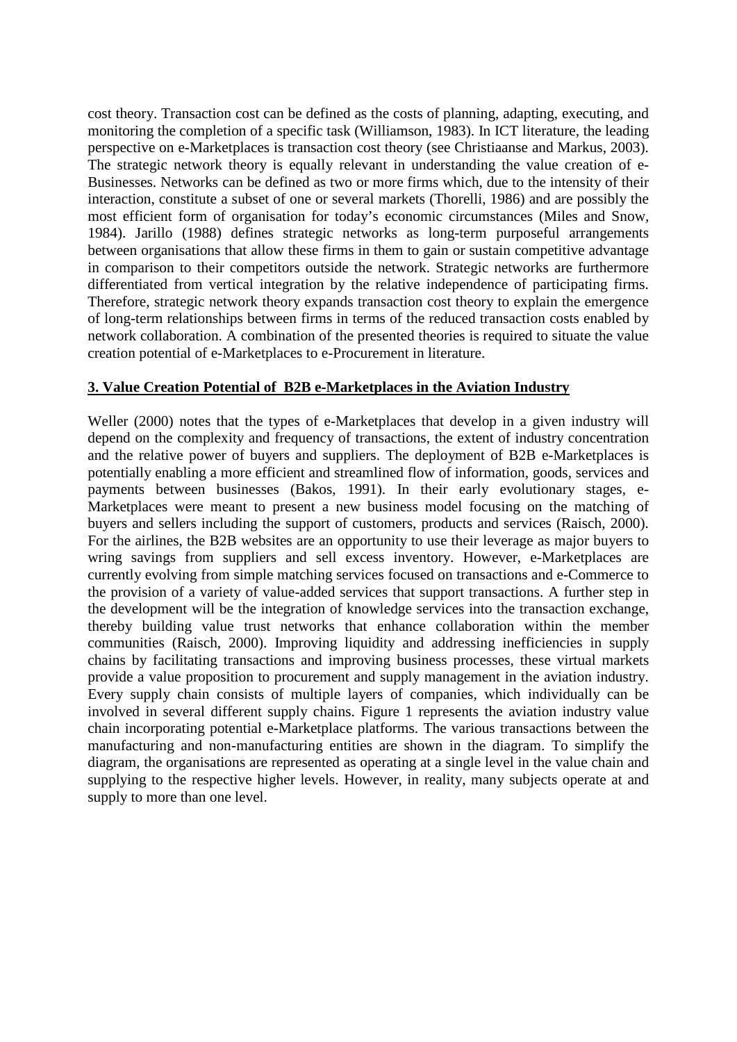cost theory. Transaction cost can be defined as the costs of planning, adapting, executing, and monitoring the completion of a specific task (Williamson, 1983). In ICT literature, the leading perspective on e-Marketplaces is transaction cost theory (see Christiaanse and Markus, 2003). The strategic network theory is equally relevant in understanding the value creation of e-Businesses. Networks can be defined as two or more firms which, due to the intensity of their interaction, constitute a subset of one or several markets (Thorelli, 1986) and are possibly the most efficient form of organisation for today's economic circumstances (Miles and Snow, 1984). Jarillo (1988) defines strategic networks as long-term purposeful arrangements between organisations that allow these firms in them to gain or sustain competitive advantage in comparison to their competitors outside the network. Strategic networks are furthermore differentiated from vertical integration by the relative independence of participating firms. Therefore, strategic network theory expands transaction cost theory to explain the emergence of long-term relationships between firms in terms of the reduced transaction costs enabled by network collaboration. A combination of the presented theories is required to situate the value creation potential of e-Marketplaces to e-Procurement in literature.

## 3. Value Creation Potential of B2B e-Marketplaces in the Aviation Industry

Weller (2000) notes that the types of e-Marketplaces that develop in a given industry will depend on the complexity and frequency of transactions, the extent of industry concentration and the relative power of buyers and suppliers. The deployment of B2B e-Marketplaces is potentially enabling a more efficient and streamlined flow of information, goods, services and payments between businesses (Bakos, 1991). In their early evolutionary stages, e-Marketplaces were meant to present a new business model focusing on the matching of buyers and sellers including the support of customers, products and services (Raisch, 2000). For the airlines, the B2B websites are an opportunity to use their leverage as major buyers to wring savings from suppliers and sell excess inventory. However, e-Marketplaces are currently evolving from simple matching services focused on transactions and e-Commerce to the provision of a variety of value-added services that support transactions. A further step in the development will be the integration of knowledge services into the transaction exchange, thereby building value trust networks that enhance collaboration within the member communities (Raisch, 2000). Improving liquidity and addressing inefficiencies in supply chains by facilitating transactions and improving business processes, these virtual markets provide a value proposition to procurement and supply management in the aviation industry. Every supply chain consists of multiple layers of companies, which individually can be involved in several different supply chains. Figure 1 represents the aviation industry value chain incorporating potential e-Marketplace platforms. The various transactions between the manufacturing and non-manufacturing entities are shown in the diagram. To simplify the diagram, the organisations are represented as operating at a single level in the value chain and supplying to the respective higher levels. However, in reality, many subjects operate at and supply to more than one level.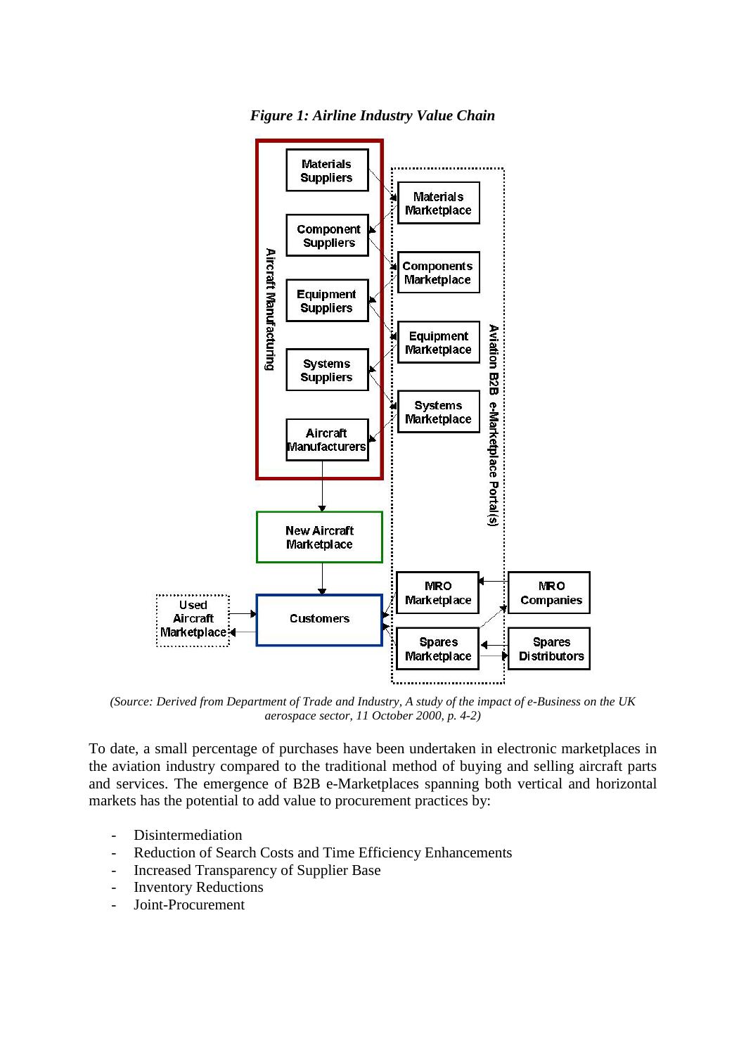*Figure 1: Airline Industry Value Chain*

*(Source: Derived from Department of Trade and Industry, A study of the impact of e-Business on the UK aerospace sector, 11 October 2000, p. 4-2)*

To date, a small percentage of purchases have been undertaken in electronic marketplaces in the aviation industry compared to the traditional method of buying and selling aircraft parts and services. The emergence of B2B e-Marketplaces spanning both vertical and horizontal markets has the potential to add value to procurement practices by:

- Disintermediation
- Reduction of Search Costs and Time Efficiency Enhancements
- Increased Transparency of Supplier Base
- Inventory Reductions
- Joint-Procurement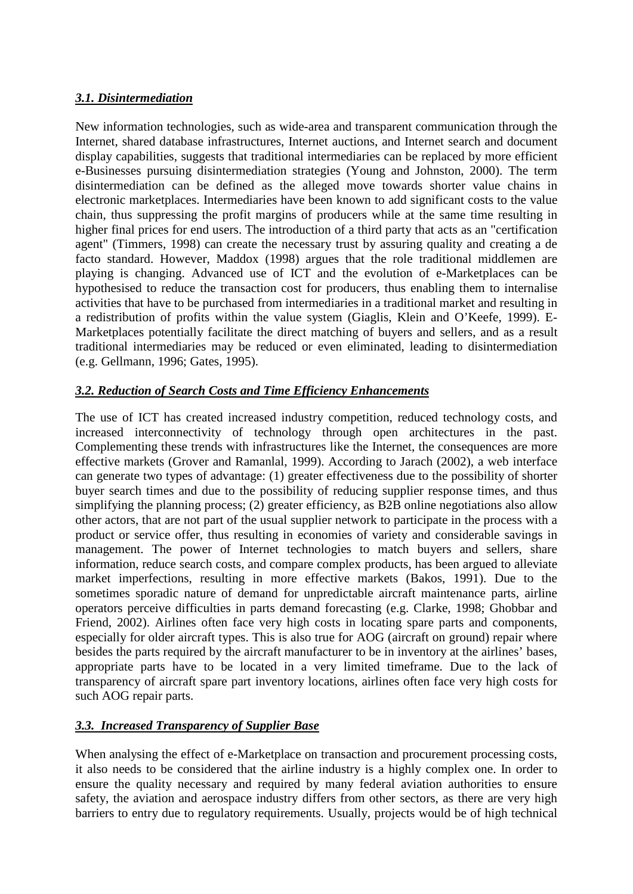### *3.1. Disintermediation*

New information technologies, such as wide-area and transparent communication through the Internet, shared database infrastructures, Internet auctions, and Internet search and document display capabilities, suggests that traditional intermediaries can be replaced by more efficient e-Businesses pursuing disintermediation strategies (Young and Johnston, 2000). The term disintermediation can be defined as the alleged move towards shorter value chains in electronic marketplaces. Intermediaries have been known to add significant costs to the value chain, thus suppressing the profit margins of producers while at the same time resulting in higher final prices for end users. The introduction of a third party that acts as an "certification agent" (Timmers, 1998) can create the necessary trust by assuring quality and creating a de facto standard. However, Maddox (1998) argues that the role traditional middlemen are playing is changing. Advanced use of ICT and the evolution of e-Marketplaces can be hypothesised to reduce the transaction cost for producers, thus enabling them to internalise activities that have to be purchased from intermediaries in a traditional market and resulting in a redistribution of profits within the value system (Giaglis, Klein and O'Keefe, 1999). E-Marketplaces potentially facilitate the direct matching of buyers and sellers, and as a result traditional intermediaries may be reduced or even eliminated, leading to disintermediation (e.g. Gellmann, 1996; Gates, 1995).

### *3.2. Reduction of Search Costs and Time Efficiency Enhancements*

The use of ICT has created increased industry competition, reduced technology costs, and increased interconnectivity of technology through open architectures in the past. Complementing these trends with infrastructures like the Internet, the consequences are more effective markets (Grover and Ramanlal, 1999). According to Jarach (2002), a web interface can generate two types of advantage: (1) greater effectiveness due to the possibility of shorter buyer search times and due to the possibility of reducing supplier response times, and thus simplifying the planning process; (2) greater efficiency, as B2B online negotiations also allow other actors, that are not part of the usual supplier network to participate in the process with a product or service offer, thus resulting in economies of variety and considerable savings in management. The power of Internet technologies to match buyers and sellers, share information, reduce search costs, and compare complex products, has been argued to alleviate market imperfections, resulting in more effective markets (Bakos, 1991). Due to the sometimes sporadic nature of demand for unpredictable aircraft maintenance parts, airline operators perceive difficulties in parts demand forecasting (e.g. Clarke, 1998; Ghobbar and Friend, 2002). Airlines often face very high costs in locating spare parts and components, especially for older aircraft types. This is also true for AOG (aircraft on ground) repair where besides the parts required by the aircraft manufacturer to be in inventory at the airlines' bases, appropriate parts have to be located in a very limited timeframe. Due to the lack of transparency of aircraft spare part inventory locations, airlines often face very high costs for such AOG repair parts.

### *3.3. Increased Transparency of Supplier Base*

When analysing the effect of e-Marketplace on transaction and procurement processing costs, it also needs to be considered that the airline industry is a highly complex one. In order to ensure the quality necessary and required by many federal aviation authorities to ensure safety, the aviation and aerospace industry differs from other sectors, as there are very high barriers to entry due to regulatory requirements. Usually, projects would be of high technical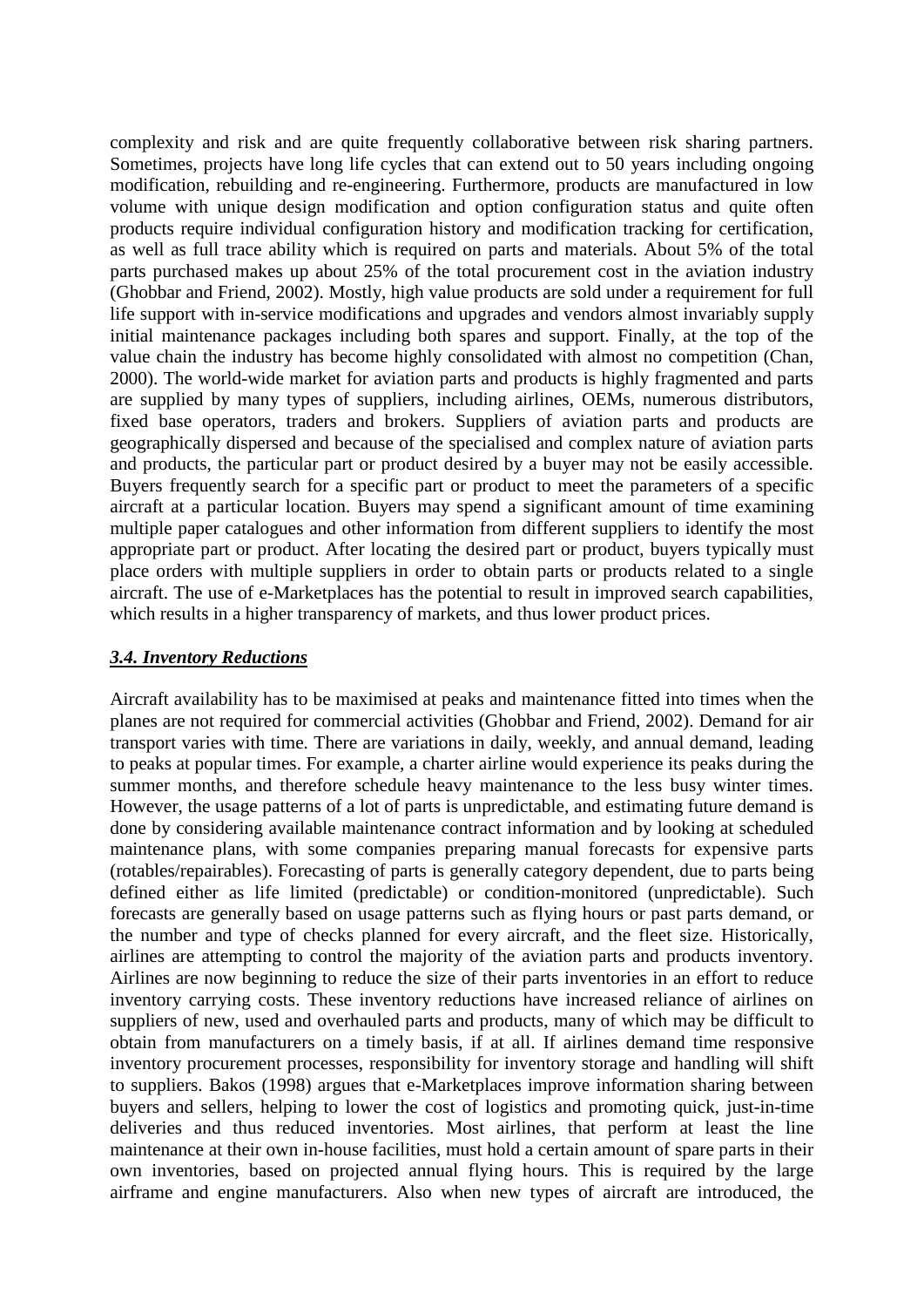complexity and risk and are quite frequently collaborative between risk sharing partners. Sometimes, projects have long life cycles that can extend out to 50 years including ongoing modification, rebuilding and re-engineering. Furthermore, products are manufactured in low volume with unique design modification and option configuration status and quite often products require individual configuration history and modification tracking for certification, as well as full trace ability which is required on parts and materials. About 5% of the total parts purchased makes up about 25% of the total procurement cost in the aviation industry (Ghobbar and Friend, 2002). Mostly, high value products are sold under a requirement for full life support with in-service modifications and upgrades and vendors almost invariably supply initial maintenance packages including both spares and support. Finally, at the top of the value chain the industry has become highly consolidated with almost no competition (Chan, 2000). The world-wide market for aviation parts and products is highly fragmented and parts are supplied by many types of suppliers, including airlines, OEMs, numerous distributors, fixed base operators, traders and brokers. Suppliers of aviation parts and products are geographically dispersed and because of the specialised and complex nature of aviation parts and products, the particular part or product desired by a buyer may not be easily accessible. Buyers frequently search for a specific part or product to meet the parameters of a specific aircraft at a particular location. Buyers may spend a significant amount of time examining multiple paper catalogues and other information from different suppliers to identify the most appropriate part or product. After locating the desired part or product, buyers typically must place orders with multiple suppliers in order to obtain parts or products related to a single aircraft. The use of e-Marketplaces has the potential to result in improved search capabilities, which results in a higher transparency of markets, and thus lower product prices.

### ***3.4. Inventory Reductions***

Aircraft availability has to be maximised at peaks and maintenance fitted into times when the planes are not required for commercial activities (Ghobbar and Friend, 2002). Demand for air transport varies with time. There are variations in daily, weekly, and annual demand, leading to peaks at popular times. For example, a charter airline would experience its peaks during the summer months, and therefore schedule heavy maintenance to the less busy winter times. However, the usage patterns of a lot of parts is unpredictable, and estimating future demand is done by considering available maintenance contract information and by looking at scheduled maintenance plans, with some companies preparing manual forecasts for expensive parts (rotables/repairables). Forecasting of parts is generally category dependent, due to parts being defined either as life limited (predictable) or condition-monitored (unpredictable). Such forecasts are generally based on usage patterns such as flying hours or past parts demand, or the number and type of checks planned for every aircraft, and the fleet size. Historically, airlines are attempting to control the majority of the aviation parts and products inventory. Airlines are now beginning to reduce the size of their parts inventories in an effort to reduce inventory carrying costs. These inventory reductions have increased reliance of airlines on suppliers of new, used and overhauled parts and products, many of which may be difficult to obtain from manufacturers on a timely basis, if at all. If airlines demand time responsive inventory procurement processes, responsibility for inventory storage and handling will shift to suppliers. Bakos (1998) argues that e-Marketplaces improve information sharing between buyers and sellers, helping to lower the cost of logistics and promoting quick, just-in-time deliveries and thus reduced inventories. Most airlines, that perform at least the line maintenance at their own in-house facilities, must hold a certain amount of spare parts in their own inventories, based on projected annual flying hours. This is required by the large airframe and engine manufacturers. Also when new types of aircraft are introduced, the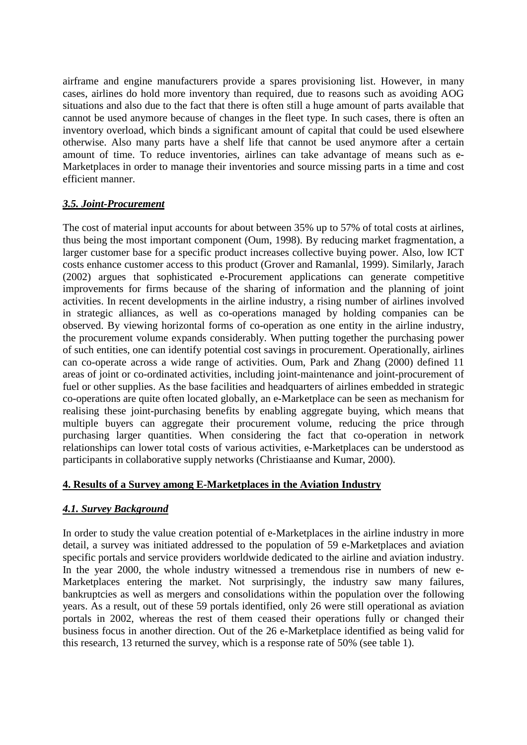airframe and engine manufacturers provide a spares provisioning list. However, in many cases, airlines do hold more inventory than required, due to reasons such as avoiding AOG situations and also due to the fact that there is often still a huge amount of parts available that cannot be used anymore because of changes in the fleet type. In such cases, there is often an inventory overload, which binds a significant amount of capital that could be used elsewhere otherwise. Also many parts have a shelf life that cannot be used anymore after a certain amount of time. To reduce inventories, airlines can take advantage of means such as e-Marketplaces in order to manage their inventories and source missing parts in a time and cost efficient manner.

### *3.5. Joint-Procurement*

The cost of material input accounts for about between 35% up to 57% of total costs at airlines, thus being the most important component (Oum, 1998). By reducing market fragmentation, a larger customer base for a specific product increases collective buying power. Also, low ICT costs enhance customer access to this product (Grover and Ramanlal, 1999). Similarly, Jarach (2002) argues that sophisticated e-Procurement applications can generate competitive improvements for firms because of the sharing of information and the planning of joint activities. In recent developments in the airline industry, a rising number of airlines involved in strategic alliances, as well as co-operations managed by holding companies can be observed. By viewing horizontal forms of co-operation as one entity in the airline industry, the procurement volume expands considerably. When putting together the purchasing power of such entities, one can identify potential cost savings in procurement. Operationally, airlines can co-operate across a wide range of activities. Oum, Park and Zhang (2000) defined 11 areas of joint or co-ordinated activities, including joint-maintenance and joint-procurement of fuel or other supplies. As the base facilities and headquarters of airlines embedded in strategic co-operations are quite often located globally, an e-Marketplace can be seen as mechanism for realising these joint-purchasing benefits by enabling aggregate buying, which means that multiple buyers can aggregate their procurement volume, reducing the price through purchasing larger quantities. When considering the fact that co-operation in network relationships can lower total costs of various activities, e-Marketplaces can be understood as participants in collaborative supply networks (Christiaanse and Kumar, 2000).

## 4. Results of a Survey among E-Marketplaces in the Aviation Industry

### *4.1. Survey Background*

In order to study the value creation potential of e-Marketplaces in the airline industry in more detail, a survey was initiated addressed to the population of 59 e-Marketplaces and aviation specific portals and service providers worldwide dedicated to the airline and aviation industry. In the year 2000, the whole industry witnessed a tremendous rise in numbers of new e-Marketplaces entering the market. Not surprisingly, the industry saw many failures, bankruptcies as well as mergers and consolidations within the population over the following years. As a result, out of these 59 portals identified, only 26 were still operational as aviation portals in 2002, whereas the rest of them ceased their operations fully or changed their business focus in another direction. Out of the 26 e-Marketplace identified as being valid for this research, 13 returned the survey, which is a response rate of 50% (see table 1).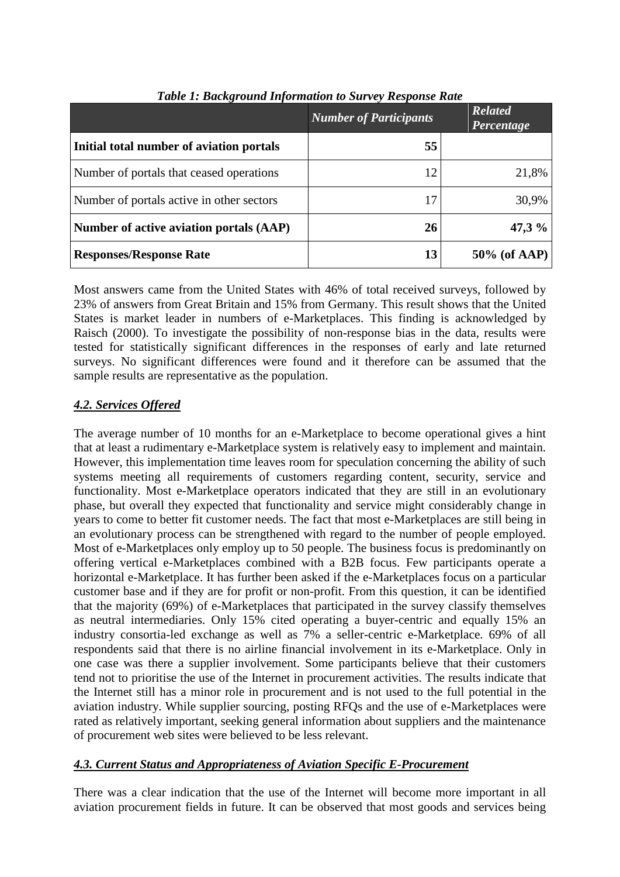*Table 1: Background Information to Survey Response Rate*

| | *Number of Participants* | *Related Percentage* |
|---|---|---|
| **Initial total number of aviation portals** | **55** | |
| Number of portals that ceased operations | 12 | 21,8% |
| Number of portals active in other sectors | 17 | 30,9% |
| **Number of active aviation portals (AAP)** | **26** | **47,3 %** |
| **Responses/Response Rate** | **13** | **50% (of AAP)** |

Most answers came from the United States with 46% of total received surveys, followed by 23% of answers from Great Britain and 15% from Germany. This result shows that the United States is market leader in numbers of e-Marketplaces. This finding is acknowledged by Raisch (2000). To investigate the possibility of non-response bias in the data, results were tested for statistically significant differences in the responses of early and late returned surveys. No significant differences were found and it therefore can be assumed that the sample results are representative as the population.

### *4.2. Services Offered*

The average number of 10 months for an e-Marketplace to become operational gives a hint that at least a rudimentary e-Marketplace system is relatively easy to implement and maintain. However, this implementation time leaves room for speculation concerning the ability of such systems meeting all requirements of customers regarding content, security, service and functionality. Most e-Marketplace operators indicated that they are still in an evolutionary phase, but overall they expected that functionality and service might considerably change in years to come to better fit customer needs. The fact that most e-Marketplaces are still being in an evolutionary process can be strengthened with regard to the number of people employed. Most of e-Marketplaces only employ up to 50 people. The business focus is predominantly on offering vertical e-Marketplaces combined with a B2B focus. Few participants operate a horizontal e-Marketplace. It has further been asked if the e-Marketplaces focus on a particular customer base and if they are for profit or non-profit. From this question, it can be identified that the majority (69%) of e-Marketplaces that participated in the survey classify themselves as neutral intermediaries. Only 15% cited operating a buyer-centric and equally 15% an industry consortia-led exchange as well as 7% a seller-centric e-Marketplace. 69% of all respondents said that there is no airline financial involvement in its e-Marketplace. Only in one case was there a supplier involvement. Some participants believe that their customers tend not to prioritise the use of the Internet in procurement activities. The results indicate that the Internet still has a minor role in procurement and is not used to the full potential in the aviation industry. While supplier sourcing, posting RFQs and the use of e-Marketplaces were rated as relatively important, seeking general information about suppliers and the maintenance of procurement web sites were believed to be less relevant.

### *4.3. Current Status and Appropriateness of Aviation Specific E-Procurement*

There was a clear indication that the use of the Internet will become more important in all aviation procurement fields in future. It can be observed that most goods and services being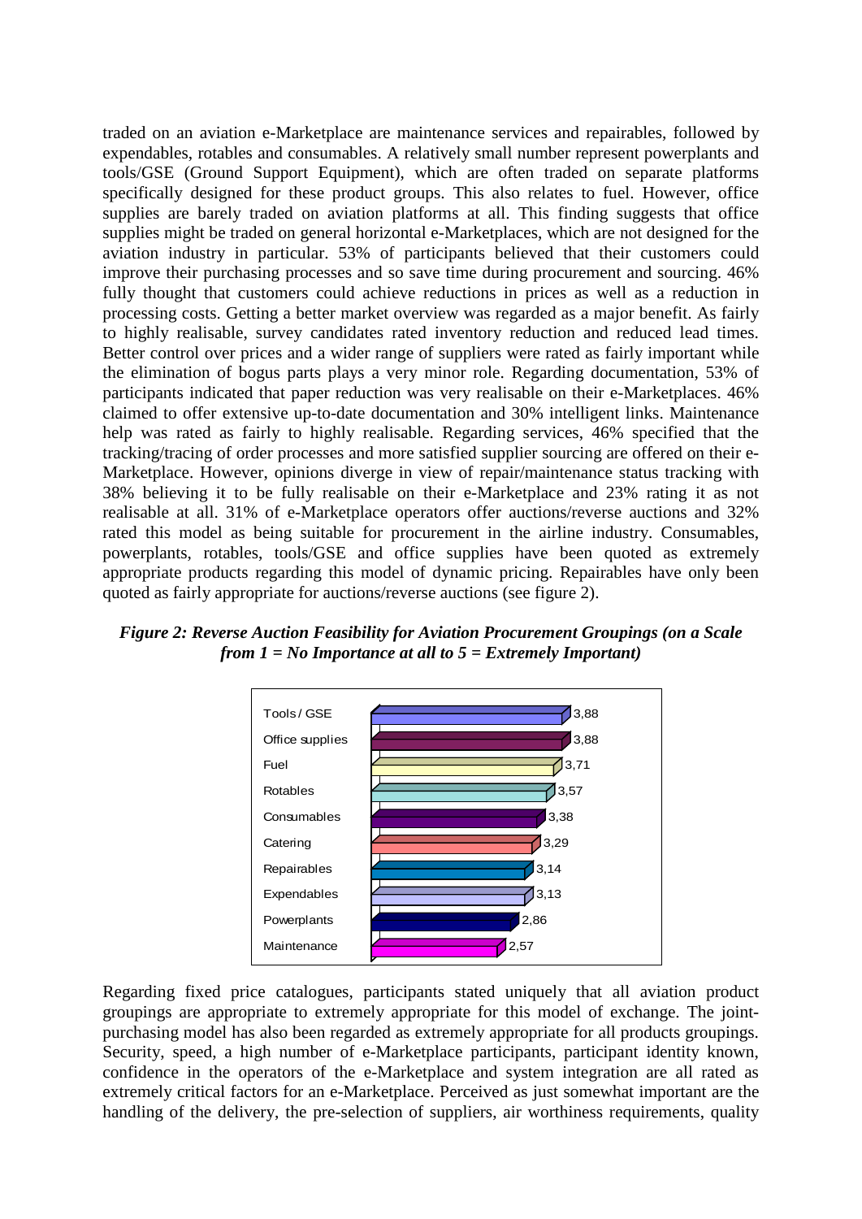traded on an aviation e-Marketplace are maintenance services and repairables, followed by expendables, rotables and consumables. A relatively small number represent powerplants and tools/GSE (Ground Support Equipment), which are often traded on separate platforms specifically designed for these product groups. This also relates to fuel. However, office supplies are barely traded on aviation platforms at all. This finding suggests that office supplies might be traded on general horizontal e-Marketplaces, which are not designed for the aviation industry in particular. 53% of participants believed that their customers could improve their purchasing processes and so save time during procurement and sourcing. 46% fully thought that customers could achieve reductions in prices as well as a reduction in processing costs. Getting a better market overview was regarded as a major benefit. As fairly to highly realisable, survey candidates rated inventory reduction and reduced lead times. Better control over prices and a wider range of suppliers were rated as fairly important while the elimination of bogus parts plays a very minor role. Regarding documentation, 53% of participants indicated that paper reduction was very realisable on their e-Marketplaces. 46% claimed to offer extensive up-to-date documentation and 30% intelligent links. Maintenance help was rated as fairly to highly realisable. Regarding services, 46% specified that the tracking/tracing of order processes and more satisfied supplier sourcing are offered on their e-Marketplace. However, opinions diverge in view of repair/maintenance status tracking with 38% believing it to be fully realisable on their e-Marketplace and 23% rating it as not realisable at all. 31% of e-Marketplace operators offer auctions/reverse auctions and 32% rated this model as being suitable for procurement in the airline industry. Consumables, powerplants, rotables, tools/GSE and office supplies have been quoted as extremely appropriate products regarding this model of dynamic pricing. Repairables have only been quoted as fairly appropriate for auctions/reverse auctions (see figure 2).

***Figure 2: Reverse Auction Feasibility for Aviation Procurement Groupings (on a Scale from 1 = No Importance at all to 5 = Extremely Important)***

| Product grouping | Rating |
|---|---|
| Tools / GSE | 3,88 |
| Office supplies | 3,88 |
| Fuel | 3,71 |
| Rotables | 3,57 |
| Consumables | 3,38 |
| Catering | 3,29 |
| Repairables | 3,14 |
| Expendables | 3,13 |
| Powerplants | 2,86 |
| Maintenance | 2,57 |

Regarding fixed price catalogues, participants stated uniquely that all aviation product groupings are appropriate to extremely appropriate for this model of exchange. The joint-purchasing model has also been regarded as extremely appropriate for all products groupings. Security, speed, a high number of e-Marketplace participants, participant identity known, confidence in the operators of the e-Marketplace and system integration are all rated as extremely critical factors for an e-Marketplace. Perceived as just somewhat important are the handling of the delivery, the pre-selection of suppliers, air worthiness requirements, quality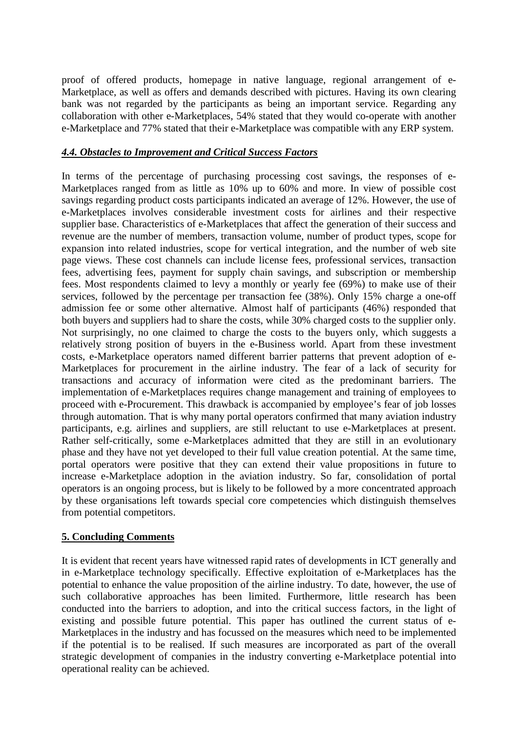proof of offered products, homepage in native language, regional arrangement of e-Marketplace, as well as offers and demands described with pictures. Having its own clearing bank was not regarded by the participants as being an important service. Regarding any collaboration with other e-Marketplaces, 54% stated that they would co-operate with another e-Marketplace and 77% stated that their e-Marketplace was compatible with any ERP system.

### ***4.4. Obstacles to Improvement and Critical Success Factors***

In terms of the percentage of purchasing processing cost savings, the responses of e-Marketplaces ranged from as little as 10% up to 60% and more. In view of possible cost savings regarding product costs participants indicated an average of 12%. However, the use of e-Marketplaces involves considerable investment costs for airlines and their respective supplier base. Characteristics of e-Marketplaces that affect the generation of their success and revenue are the number of members, transaction volume, number of product types, scope for expansion into related industries, scope for vertical integration, and the number of web site page views. These cost channels can include license fees, professional services, transaction fees, advertising fees, payment for supply chain savings, and subscription or membership fees. Most respondents claimed to levy a monthly or yearly fee (69%) to make use of their services, followed by the percentage per transaction fee (38%). Only 15% charge a one-off admission fee or some other alternative. Almost half of participants (46%) responded that both buyers and suppliers had to share the costs, while 30% charged costs to the supplier only. Not surprisingly, no one claimed to charge the costs to the buyers only, which suggests a relatively strong position of buyers in the e-Business world. Apart from these investment costs, e-Marketplace operators named different barrier patterns that prevent adoption of e-Marketplaces for procurement in the airline industry. The fear of a lack of security for transactions and accuracy of information were cited as the predominant barriers. The implementation of e-Marketplaces requires change management and training of employees to proceed with e-Procurement. This drawback is accompanied by employee's fear of job losses through automation. That is why many portal operators confirmed that many aviation industry participants, e.g. airlines and suppliers, are still reluctant to use e-Marketplaces at present. Rather self-critically, some e-Marketplaces admitted that they are still in an evolutionary phase and they have not yet developed to their full value creation potential. At the same time, portal operators were positive that they can extend their value propositions in future to increase e-Marketplace adoption in the aviation industry. So far, consolidation of portal operators is an ongoing process, but is likely to be followed by a more concentrated approach by these organisations left towards special core competencies which distinguish themselves from potential competitors.

## **5. Concluding Comments**

It is evident that recent years have witnessed rapid rates of developments in ICT generally and in e-Marketplace technology specifically. Effective exploitation of e-Marketplaces has the potential to enhance the value proposition of the airline industry. To date, however, the use of such collaborative approaches has been limited. Furthermore, little research has been conducted into the barriers to adoption, and into the critical success factors, in the light of existing and possible future potential. This paper has outlined the current status of e-Marketplaces in the industry and has focussed on the measures which need to be implemented if the potential is to be realised. If such measures are incorporated as part of the overall strategic development of companies in the industry converting e-Marketplace potential into operational reality can be achieved.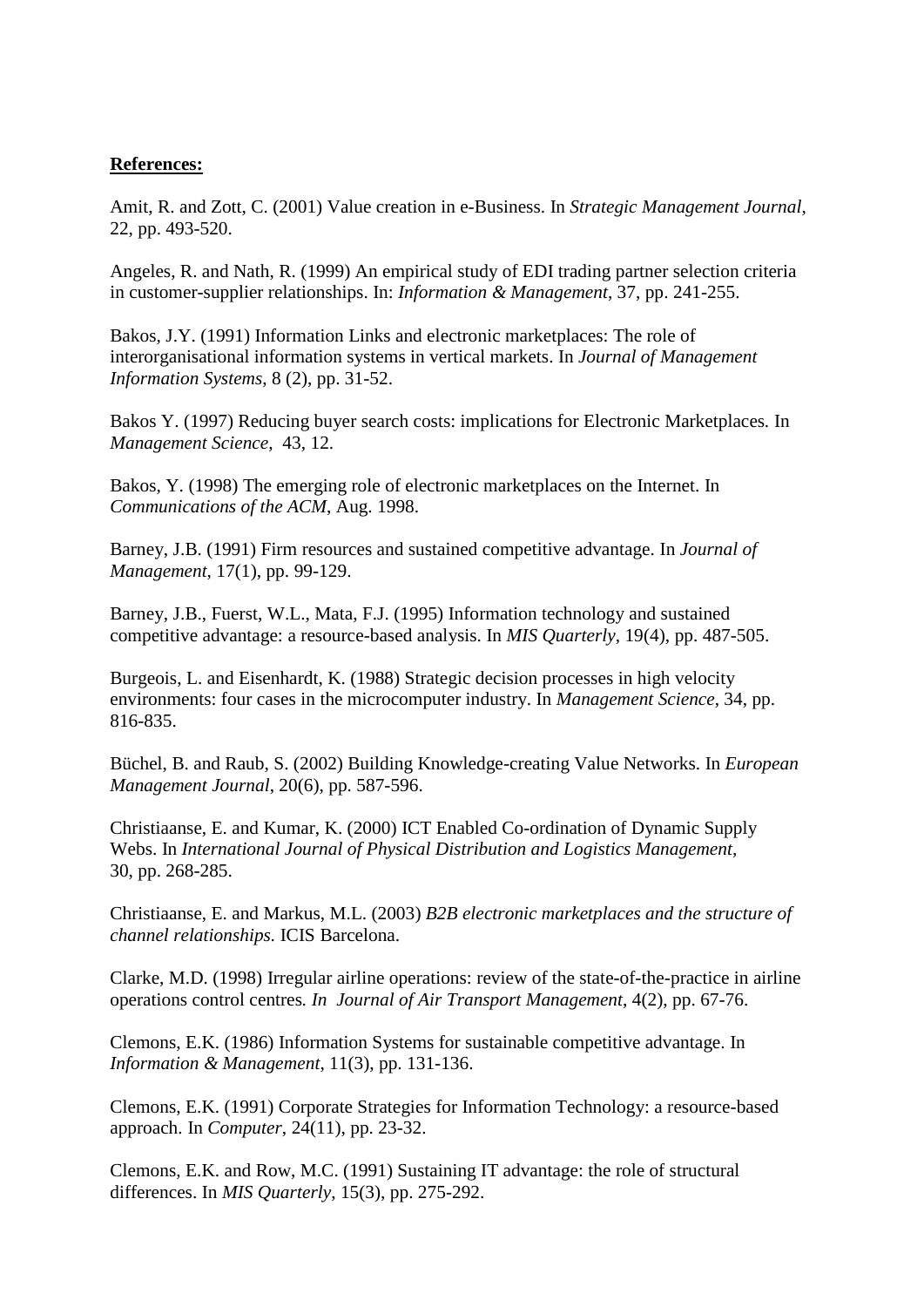**References:**

Amit, R. and Zott, C. (2001) Value creation in e-Business. In *Strategic Management Journal*, 22, pp. 493-520.

Angeles, R. and Nath, R. (1999) An empirical study of EDI trading partner selection criteria in customer-supplier relationships. In: *Information & Management*, 37, pp. 241-255.

Bakos, J.Y. (1991) Information Links and electronic marketplaces: The role of interorganisational information systems in vertical markets. In *Journal of Management Information Systems*, 8 (2), pp. 31-52.

Bakos Y. (1997) Reducing buyer search costs: implications for Electronic Marketplaces. In *Management Science*, 43, 12.

Bakos, Y. (1998) The emerging role of electronic marketplaces on the Internet. In *Communications of the ACM*, Aug. 1998.

Barney, J.B. (1991) Firm resources and sustained competitive advantage. In *Journal of Management*, 17(1), pp. 99-129.

Barney, J.B., Fuerst, W.L., Mata, F.J. (1995) Information technology and sustained competitive advantage: a resource-based analysis. In *MIS Quarterly*, 19(4), pp. 487-505.

Burgeois, L. and Eisenhardt, K. (1988) Strategic decision processes in high velocity environments: four cases in the microcomputer industry. In *Management Science*, 34, pp. 816-835.

Büchel, B. and Raub, S. (2002) Building Knowledge-creating Value Networks. In *European Management Journal*, 20(6), pp. 587-596.

Christiaanse, E. and Kumar, K. (2000) ICT Enabled Co-ordination of Dynamic Supply Webs. In *International Journal of Physical Distribution and Logistics Management*, 30, pp. 268-285.

Christiaanse, E. and Markus, M.L. (2003) *B2B electronic marketplaces and the structure of channel relationships.* ICIS Barcelona.

Clarke, M.D. (1998) Irregular airline operations: review of the state-of-the-practice in airline operations control centres*. In Journal of Air Transport Management*, 4(2), pp. 67-76.

Clemons, E.K. (1986) Information Systems for sustainable competitive advantage. In *Information & Management*, 11(3), pp. 131-136.

Clemons, E.K. (1991) Corporate Strategies for Information Technology: a resource-based approach. In *Computer*, 24(11), pp. 23-32.

Clemons, E.K. and Row, M.C. (1991) Sustaining IT advantage: the role of structural differences. In *MIS Quarterly*, 15(3), pp. 275-292.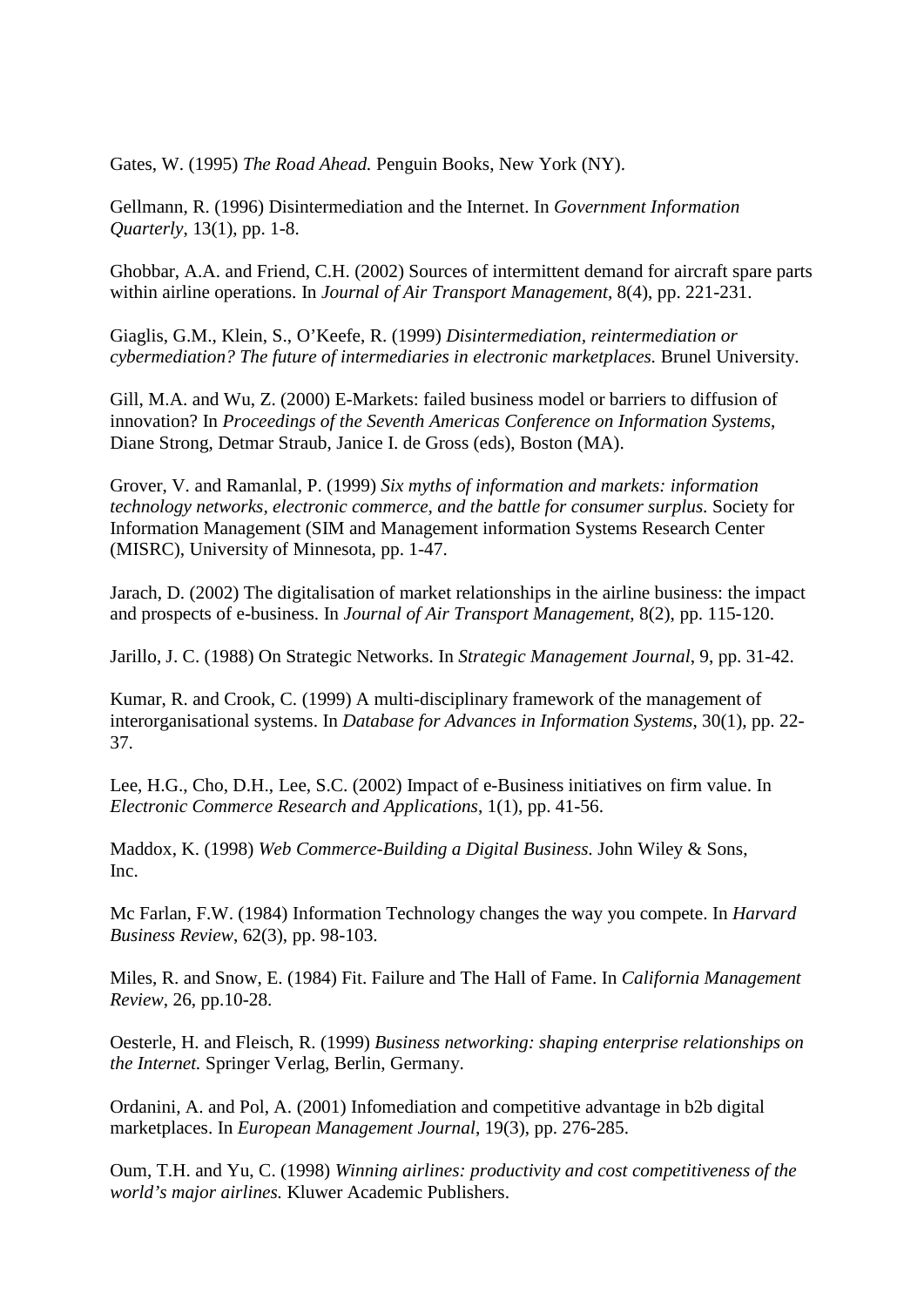Gates, W. (1995) *The Road Ahead.* Penguin Books, New York (NY).

Gellmann, R. (1996) Disintermediation and the Internet. In *Government Information Quarterly*, 13(1), pp. 1-8.

Ghobbar, A.A. and Friend, C.H. (2002) Sources of intermittent demand for aircraft spare parts within airline operations. In *Journal of Air Transport Management,* 8(4), pp. 221-231.

Giaglis, G.M., Klein, S., O'Keefe, R. (1999) *Disintermediation, reintermediation or cybermediation? The future of intermediaries in electronic marketplaces.* Brunel University.

Gill, M.A. and Wu, Z. (2000) E-Markets: failed business model or barriers to diffusion of innovation? In *Proceedings of the Seventh Americas Conference on Information Systems*, Diane Strong, Detmar Straub, Janice I. de Gross (eds), Boston (MA).

Grover, V. and Ramanlal, P. (1999) *Six myths of information and markets: information technology networks, electronic commerce, and the battle for consumer surplus.* Society for Information Management (SIM and Management information Systems Research Center (MISRC), University of Minnesota, pp. 1-47.

Jarach, D. (2002) The digitalisation of market relationships in the airline business: the impact and prospects of e-business. In *Journal of Air Transport Management*, 8(2), pp. 115-120.

Jarillo, J. C. (1988) On Strategic Networks. In *Strategic Management Journal*, 9, pp. 31-42.

Kumar, R. and Crook, C. (1999) A multi-disciplinary framework of the management of interorganisational systems. In *Database for Advances in Information Systems*, 30(1), pp. 22-37.

Lee, H.G., Cho, D.H., Lee, S.C. (2002) Impact of e-Business initiatives on firm value. In *Electronic Commerce Research and Applications*, 1(1), pp. 41-56.

Maddox, K. (1998) *Web Commerce-Building a Digital Business.* John Wiley & Sons, Inc.

Mc Farlan, F.W. (1984) Information Technology changes the way you compete. In *Harvard Business Review*, 62(3), pp. 98-103.

Miles, R. and Snow, E. (1984) Fit. Failure and The Hall of Fame. In *California Management Review*, 26, pp.10-28.

Oesterle, H. and Fleisch, R. (1999) *Business networking: shaping enterprise relationships on the Internet.* Springer Verlag, Berlin, Germany.

Ordanini, A. and Pol, A. (2001) Infomediation and competitive advantage in b2b digital marketplaces. In *European Management Journal*, 19(3), pp. 276-285.

Oum, T.H. and Yu, C. (1998) *Winning airlines: productivity and cost competitiveness of the world's major airlines.* Kluwer Academic Publishers.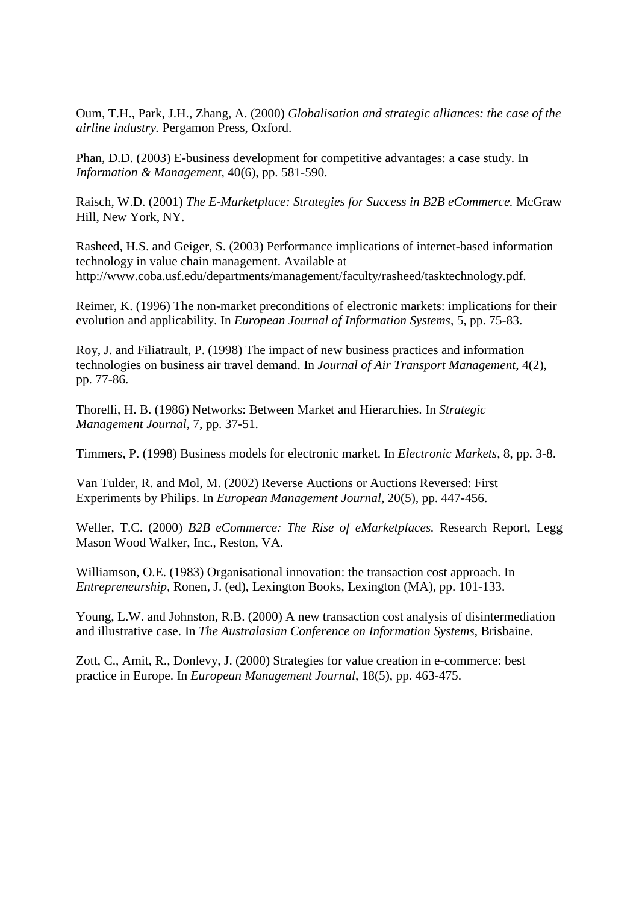Oum, T.H., Park, J.H., Zhang, A. (2000) *Globalisation and strategic alliances: the case of the airline industry.* Pergamon Press, Oxford.

Phan, D.D. (2003) E-business development for competitive advantages: a case study. In *Information & Management*, 40(6), pp. 581-590.

Raisch, W.D. (2001) *The E-Marketplace: Strategies for Success in B2B eCommerce.* McGraw Hill, New York, NY.

Rasheed, H.S. and Geiger, S. (2003) Performance implications of internet-based information technology in value chain management. Available at http://www.coba.usf.edu/departments/management/faculty/rasheed/tasktechnology.pdf.

Reimer, K. (1996) The non-market preconditions of electronic markets: implications for their evolution and applicability. In *European Journal of Information Systems*, 5, pp. 75-83.

Roy, J. and Filiatrault, P. (1998) The impact of new business practices and information technologies on business air travel demand. In *Journal of Air Transport Management*, 4(2), pp. 77-86.

Thorelli, H. B. (1986) Networks: Between Market and Hierarchies. In *Strategic Management Journal*, 7, pp. 37-51.

Timmers, P. (1998) Business models for electronic market. In *Electronic Markets*, 8, pp. 3-8.

Van Tulder, R. and Mol, M. (2002) Reverse Auctions or Auctions Reversed: First Experiments by Philips. In *European Management Journal*, 20(5), pp. 447-456.

Weller, T.C. (2000) *B2B eCommerce: The Rise of eMarketplaces.* Research Report, Legg Mason Wood Walker, Inc., Reston, VA.

Williamson, O.E. (1983) Organisational innovation: the transaction cost approach. In *Entrepreneurship*, Ronen, J. (ed), Lexington Books, Lexington (MA), pp. 101-133.

Young, L.W. and Johnston, R.B. (2000) A new transaction cost analysis of disintermediation and illustrative case. In *The Australasian Conference on Information Systems*, Brisbaine.

Zott, C., Amit, R., Donlevy, J. (2000) Strategies for value creation in e-commerce: best practice in Europe. In *European Management Journal*, 18(5), pp. 463-475.